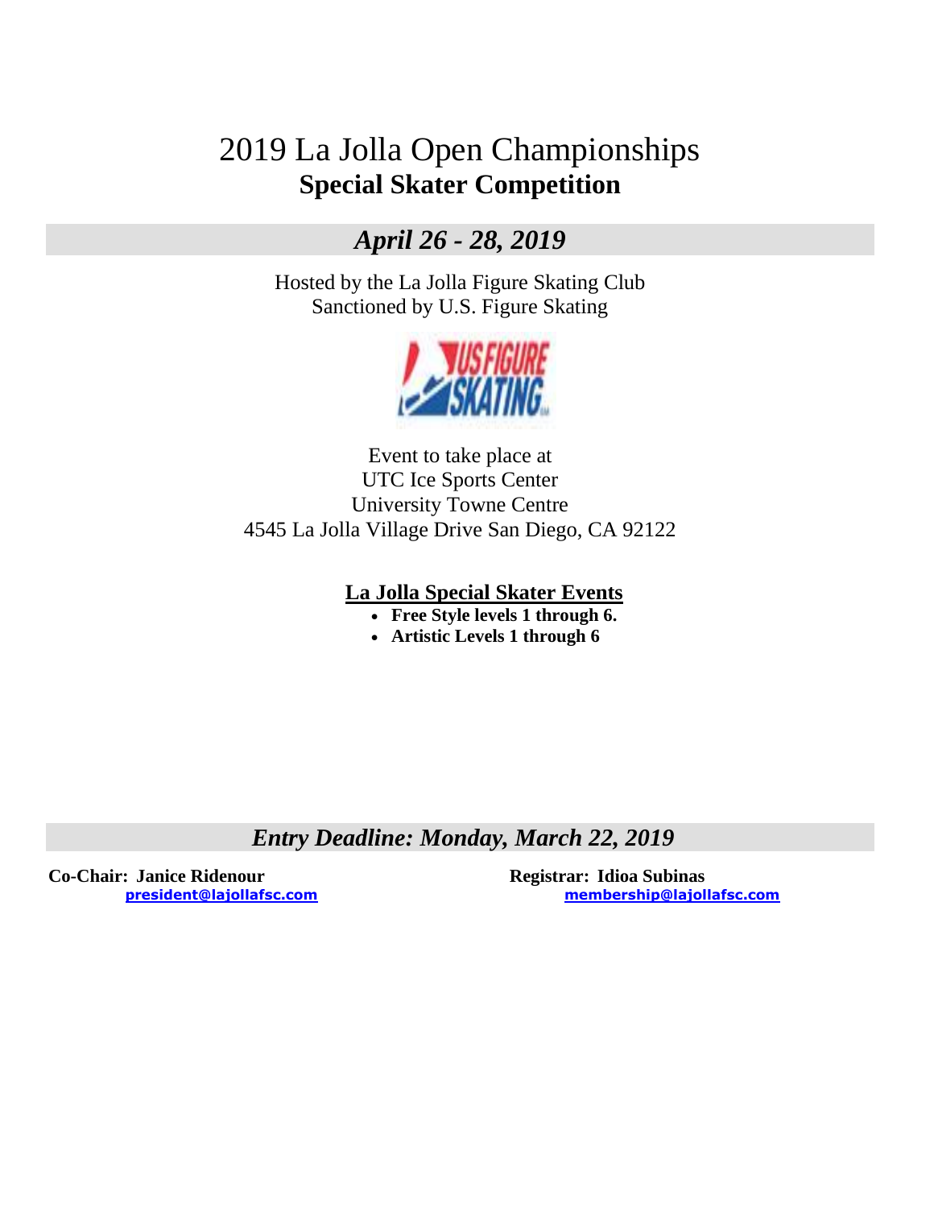# 2019 La Jolla Open Championships
## Special Skater Competition

### *April 26 - 28, 2019*

Hosted by the La Jolla Figure Skating Club
Sanctioned by U.S. Figure Skating

Event to take place at
UTC Ice Sports Center
University Towne Centre
4545 La Jolla Village Drive San Diego, CA 92122

**La Jolla Special Skater Events**

- **Free Style levels 1 through 6.**
- **Artistic Levels 1 through 6**

### *Entry Deadline: Monday, March 22, 2019*

**Co-Chair: Janice Ridenour**
president@lajollafsc.com

**Registrar: Idioa Subinas**
membership@lajollafsc.com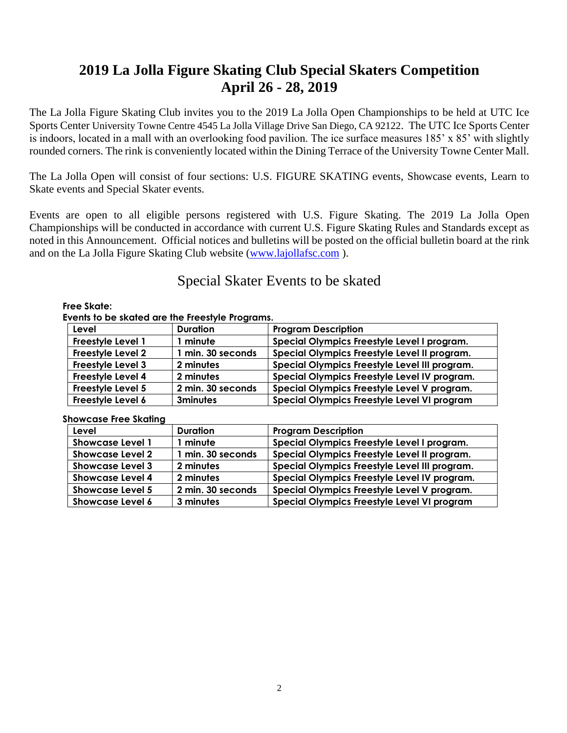# 2019 La Jolla Figure Skating Club Special Skaters Competition
# April 26 - 28, 2019

The La Jolla Figure Skating Club invites you to the 2019 La Jolla Open Championships to be held at UTC Ice Sports Center University Towne Centre 4545 La Jolla Village Drive San Diego, CA 92122. The UTC Ice Sports Center is indoors, located in a mall with an overlooking food pavilion. The ice surface measures 185' x 85' with slightly rounded corners. The rink is conveniently located within the Dining Terrace of the University Towne Center Mall.

The La Jolla Open will consist of four sections: U.S. FIGURE SKATING events, Showcase events, Learn to Skate events and Special Skater events.

Events are open to all eligible persons registered with U.S. Figure Skating. The 2019 La Jolla Open Championships will be conducted in accordance with current U.S. Figure Skating Rules and Standards except as noted in this Announcement. Official notices and bulletins will be posted on the official bulletin board at the rink and on the La Jolla Figure Skating Club website (www.lajollafsc.com ).

## Special Skater Events to be skated

**Free Skate:**
**Events to be skated are the Freestyle Programs.**

| Level | Duration | Program Description |
|---|---|---|
| Freestyle Level 1 | 1 minute | Special Olympics Freestyle Level I program. |
| Freestyle Level 2 | 1 min. 30 seconds | Special Olympics Freestyle Level II program. |
| Freestyle Level 3 | 2 minutes | Special Olympics Freestyle Level III program. |
| Freestyle Level 4 | 2 minutes | Special Olympics Freestyle Level IV program. |
| Freestyle Level 5 | 2 min. 30 seconds | Special Olympics Freestyle Level V program. |
| Freestyle Level 6 | 3minutes | Special Olympics Freestyle Level VI program |

**Showcase Free Skating**

| Level | Duration | Program Description |
|---|---|---|
| Showcase Level 1 | 1 minute | Special Olympics Freestyle Level I program. |
| Showcase Level 2 | 1 min. 30 seconds | Special Olympics Freestyle Level II program. |
| Showcase Level 3 | 2 minutes | Special Olympics Freestyle Level III program. |
| Showcase Level 4 | 2 minutes | Special Olympics Freestyle Level IV program. |
| Showcase Level 5 | 2 min. 30 seconds | Special Olympics Freestyle Level V program. |
| Showcase Level 6 | 3 minutes | Special Olympics Freestyle Level VI program |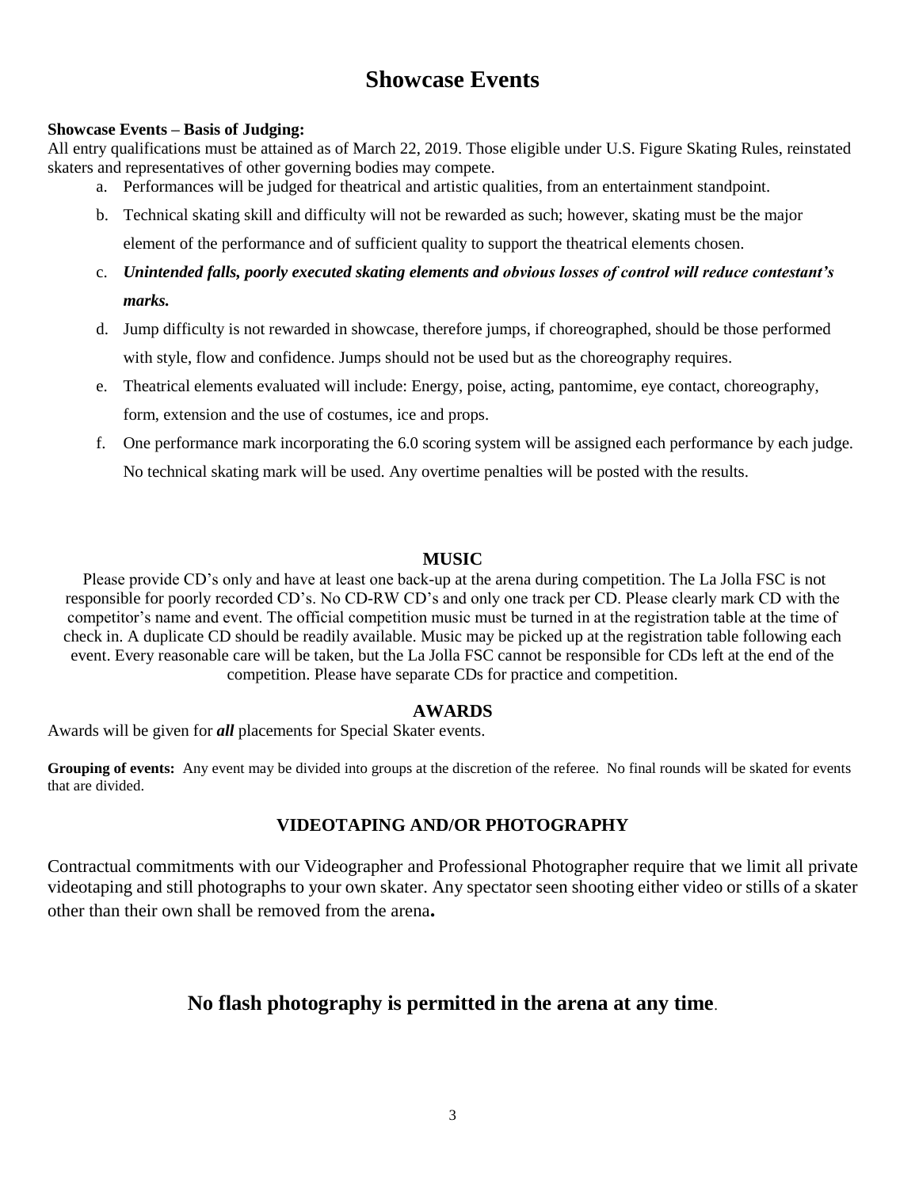# Showcase Events

**Showcase Events – Basis of Judging:**
All entry qualifications must be attained as of March 22, 2019. Those eligible under U.S. Figure Skating Rules, reinstated skaters and representatives of other governing bodies may compete.

a. Performances will be judged for theatrical and artistic qualities, from an entertainment standpoint.
b. Technical skating skill and difficulty will not be rewarded as such; however, skating must be the major element of the performance and of sufficient quality to support the theatrical elements chosen.
c. ***Unintended falls, poorly executed skating elements and obvious losses of control will reduce contestant's marks.***
d. Jump difficulty is not rewarded in showcase, therefore jumps, if choreographed, should be those performed with style, flow and confidence. Jumps should not be used but as the choreography requires.
e. Theatrical elements evaluated will include: Energy, poise, acting, pantomime, eye contact, choreography, form, extension and the use of costumes, ice and props.
f. One performance mark incorporating the 6.0 scoring system will be assigned each performance by each judge. No technical skating mark will be used. Any overtime penalties will be posted with the results.

## MUSIC

Please provide CD's only and have at least one back-up at the arena during competition. The La Jolla FSC is not responsible for poorly recorded CD's. No CD-RW CD's and only one track per CD. Please clearly mark CD with the competitor's name and event. The official competition music must be turned in at the registration table at the time of check in. A duplicate CD should be readily available. Music may be picked up at the registration table following each event. Every reasonable care will be taken, but the La Jolla FSC cannot be responsible for CDs left at the end of the competition. Please have separate CDs for practice and competition.

## AWARDS

Awards will be given for ***all*** placements for Special Skater events.

**Grouping of events:** Any event may be divided into groups at the discretion of the referee. No final rounds will be skated for events that are divided.

## VIDEOTAPING AND/OR PHOTOGRAPHY

Contractual commitments with our Videographer and Professional Photographer require that we limit all private videotaping and still photographs to your own skater. Any spectator seen shooting either video or stills of a skater other than their own shall be removed from the arena**.**

## No flash photography is permitted in the arena at any time.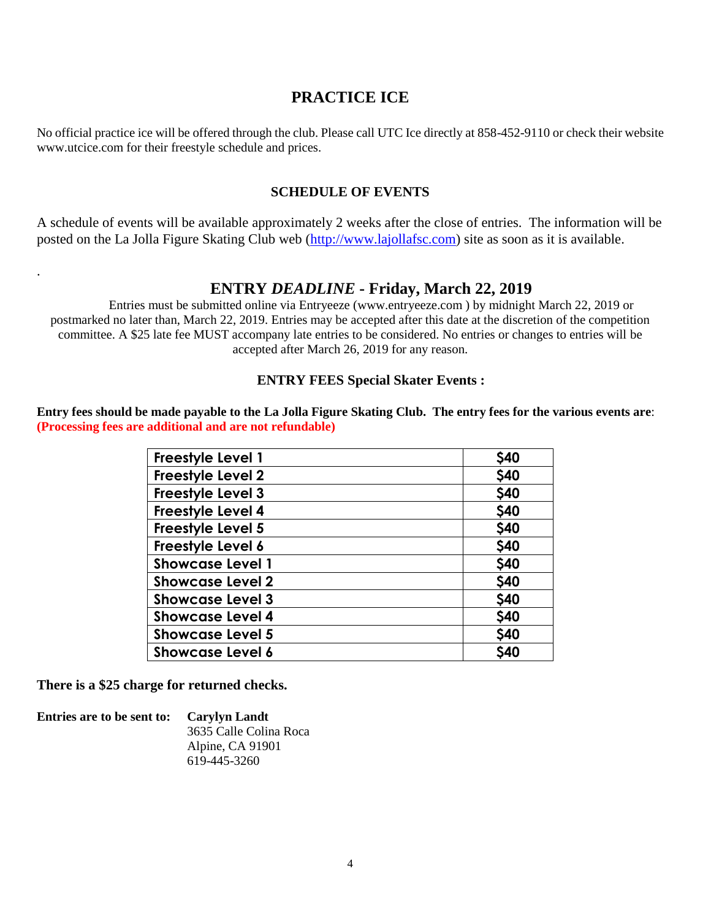## PRACTICE ICE

No official practice ice will be offered through the club. Please call UTC Ice directly at 858-452-9110 or check their website www.utcice.com for their freestyle schedule and prices.

### SCHEDULE OF EVENTS

A schedule of events will be available approximately 2 weeks after the close of entries. The information will be posted on the La Jolla Figure Skating Club web (http://www.lajollafsc.com) site as soon as it is available.

.

## ENTRY *DEADLINE* - Friday, March 22, 2019

Entries must be submitted online via Entryeeze (www.entryeeze.com ) by midnight March 22, 2019 or postmarked no later than, March 22, 2019. Entries may be accepted after this date at the discretion of the competition committee. A $25 late fee MUST accompany late entries to be considered. No entries or changes to entries will be accepted after March 26, 2019 for any reason.

### ENTRY FEES Special Skater Events :

**Entry fees should be made payable to the La Jolla Figure Skating Club. The entry fees for the various events are**: **(Processing fees are additional and are not refundable)**

| Event | Fee |
|---|---|
| Freestyle Level 1 | $40 |
| Freestyle Level 2 | $40 |
| Freestyle Level 3 | $40 |
| Freestyle Level 4 | $40 |
| Freestyle Level 5 | $40 |
| Freestyle Level 6 | $40 |
| Showcase Level 1 | $40 |
| Showcase Level 2 | $40 |
| Showcase Level 3 | $40 |
| Showcase Level 4 | $40 |
| Showcase Level 5 | $40 |
| Showcase Level 6 | $40 |

**There is a $25 charge for returned checks.**

**Entries are to be sent to:** **Carylyn Landt**
3635 Calle Colina Roca
Alpine, CA 91901
619-445-3260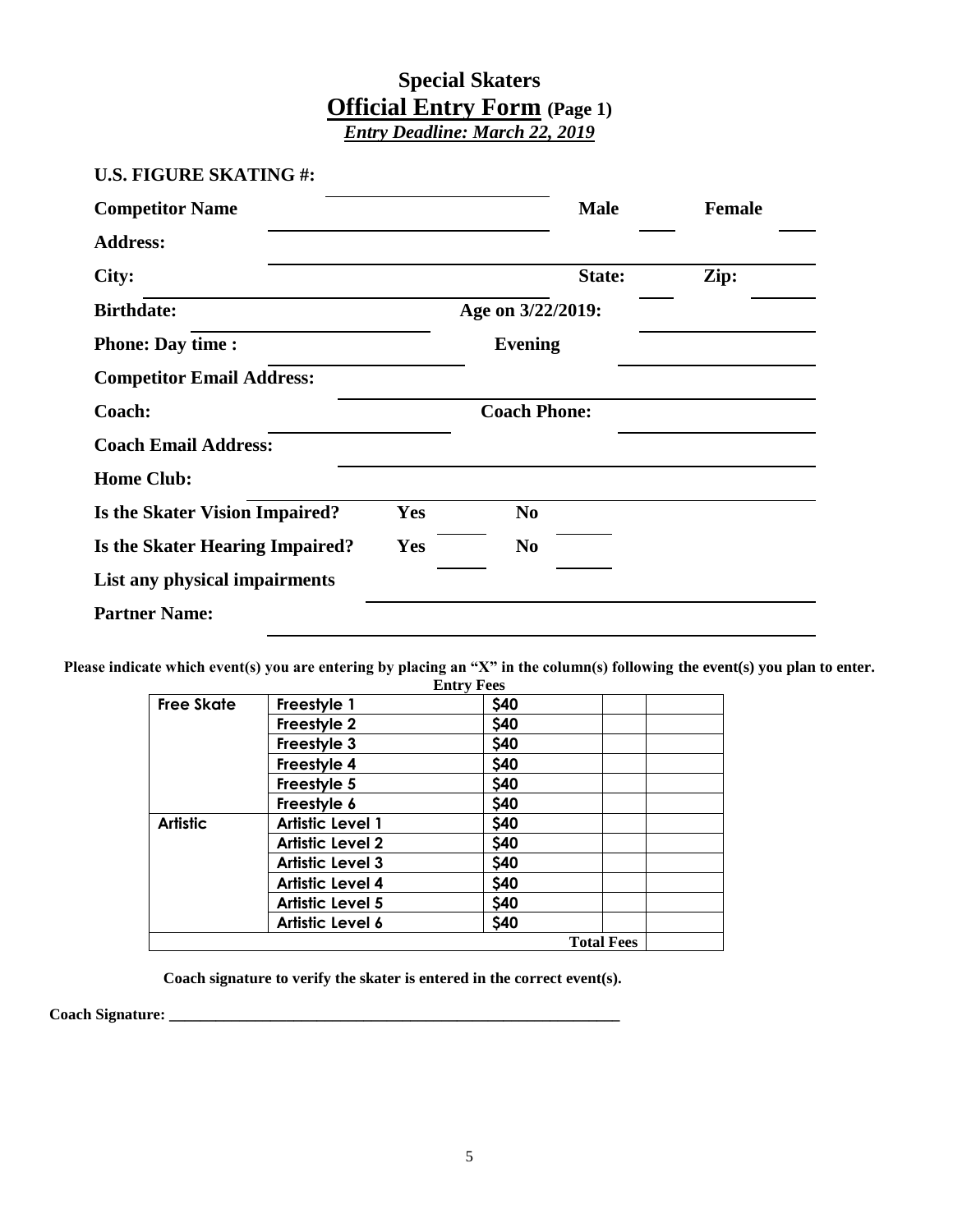# Special Skaters

## Official Entry Form (Page 1)

***Entry Deadline: March 22, 2019***

**U.S. FIGURE SKATING #:** ______________________

**Competitor Name** ______________________ **Male** ____ **Female** ____

**Address:** ______________________

**City:** ______________________ **State:** ____ **Zip:** ______

**Birthdate:** ______________________ **Age on 3/22/2019:** ______________

**Phone: Day time :** ______________ **Evening** ______________

**Competitor Email Address:** ______________________

**Coach:** ______________ **Coach Phone:** ______________

**Coach Email Address:** ______________________

**Home Club:** ______________________

**Is the Skater Vision Impaired?** **Yes** ______ **No** ______

**Is the Skater Hearing Impaired?** **Yes** ______ **No** ______

**List any physical impairments** ______________________

**Partner Name:** ______________________

**Please indicate which event(s) you are entering by placing an "X" in the column(s) following the event(s) you plan to enter.**

| | | Entry Fees | | |
|---|---|---|---|---|
| **Free Skate** | **Freestyle 1** | **$40** | | |
| | **Freestyle 2** | **$40** | | |
| | **Freestyle 3** | **$40** | | |
| | **Freestyle 4** | **$40** | | |
| | **Freestyle 5** | **$40** | | |
| | **Freestyle 6** | **$40** | | |
| **Artistic** | **Artistic Level 1** | **$40** | | |
| | **Artistic Level 2** | **$40** | | |
| | **Artistic Level 3** | **$40** | | |
| | **Artistic Level 4** | **$40** | | |
| | **Artistic Level 5** | **$40** | | |
| | **Artistic Level 6** | **$40** | | |
| | | | **Total Fees** | |

**Coach signature to verify the skater is entered in the correct event(s).**

**Coach Signature:** ____________________________________________________________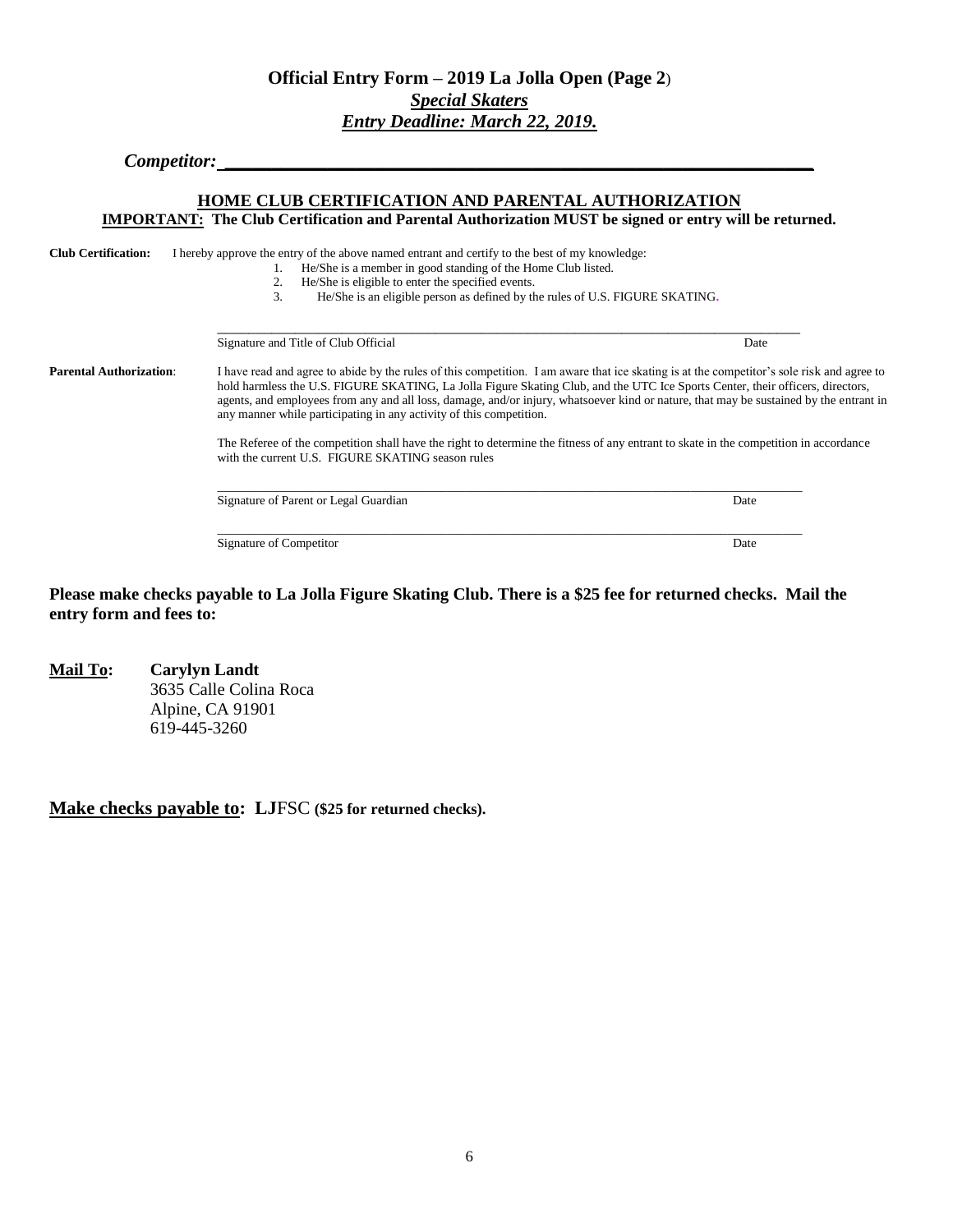## Official Entry Form – 2019 La Jolla Open (Page 2)

***Special Skaters***

***Entry Deadline: March 22, 2019.***

***Competitor:*** ___________________________________________________________

### HOME CLUB CERTIFICATION AND PARENTAL AUTHORIZATION

**IMPORTANT: The Club Certification and Parental Authorization MUST be signed or entry will be returned.**

**Club Certification:** I hereby approve the entry of the above named entrant and certify to the best of my knowledge:

1. He/She is a member in good standing of the Home Club listed.
2. He/She is eligible to enter the specified events.
3. He/She is an eligible person as defined by the rules of U.S. FIGURE SKATING.

_______________________________________________________________________

Signature and Title of Club Official Date

**Parental Authorization**: I have read and agree to abide by the rules of this competition. I am aware that ice skating is at the competitor's sole risk and agree to hold harmless the U.S. FIGURE SKATING, La Jolla Figure Skating Club, and the UTC Ice Sports Center, their officers, directors, agents, and employees from any and all loss, damage, and/or injury, whatsoever kind or nature, that may be sustained by the entrant in any manner while participating in any activity of this competition.

The Referee of the competition shall have the right to determine the fitness of any entrant to skate in the competition in accordance with the current U.S. FIGURE SKATING season rules

_______________________________________________________________________

Signature of Parent or Legal Guardian Date

_______________________________________________________________________

Signature of Competitor Date

**Please make checks payable to La Jolla Figure Skating Club. There is a $25 fee for returned checks. Mail the entry form and fees to:**

**Mail To:** **Carylyn Landt**
3635 Calle Colina Roca
Alpine, CA 91901
619-445-3260

**Make checks payable to: LJ**FSC **($25 for returned checks).**